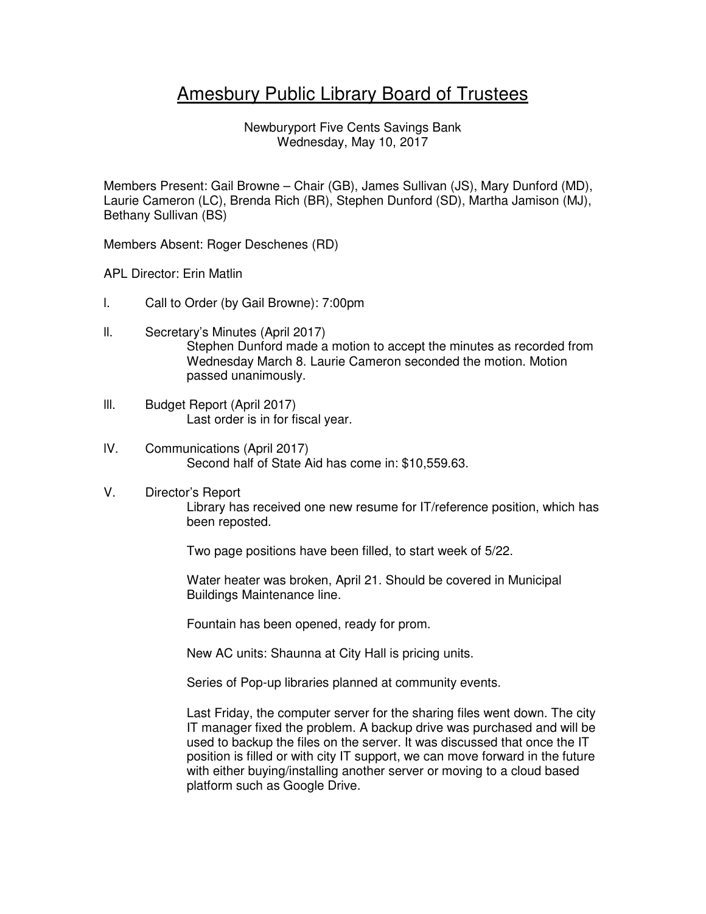# Amesbury Public Library Board of Trustees

Newburyport Five Cents Savings Bank
Wednesday, May 10, 2017

Members Present: Gail Browne – Chair (GB), James Sullivan (JS), Mary Dunford (MD), Laurie Cameron (LC), Brenda Rich (BR), Stephen Dunford (SD), Martha Jamison (MJ), Bethany Sullivan (BS)

Members Absent: Roger Deschenes (RD)

APL Director: Erin Matlin

I. Call to Order (by Gail Browne): 7:00pm

II. Secretary's Minutes (April 2017)

Stephen Dunford made a motion to accept the minutes as recorded from Wednesday March 8. Laurie Cameron seconded the motion. Motion passed unanimously.

III. Budget Report (April 2017)

Last order is in for fiscal year.

IV. Communications (April 2017)

Second half of State Aid has come in: $10,559.63.

V. Director's Report

Library has received one new resume for IT/reference position, which has been reposted.

Two page positions have been filled, to start week of 5/22.

Water heater was broken, April 21. Should be covered in Municipal Buildings Maintenance line.

Fountain has been opened, ready for prom.

New AC units: Shaunna at City Hall is pricing units.

Series of Pop-up libraries planned at community events.

Last Friday, the computer server for the sharing files went down. The city IT manager fixed the problem. A backup drive was purchased and will be used to backup the files on the server. It was discussed that once the IT position is filled or with city IT support, we can move forward in the future with either buying/installing another server or moving to a cloud based platform such as Google Drive.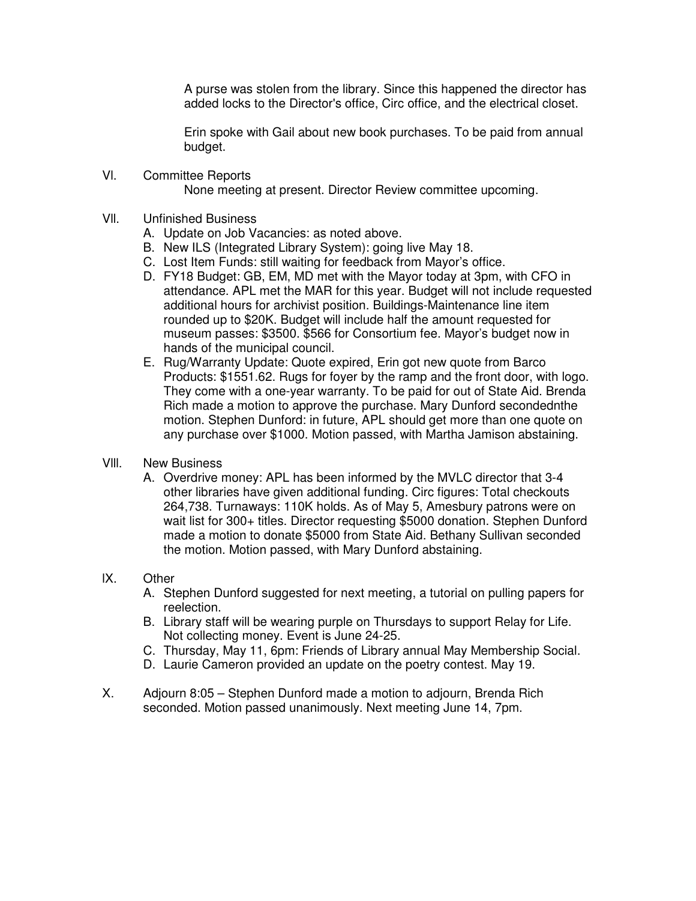A purse was stolen from the library. Since this happened the director has added locks to the Director's office, Circ office, and the electrical closet.

Erin spoke with Gail about new book purchases. To be paid from annual budget.

VI. Committee Reports

None meeting at present. Director Review committee upcoming.

VII. Unfinished Business

A. Update on Job Vacancies: as noted above.
B. New ILS (Integrated Library System): going live May 18.
C. Lost Item Funds: still waiting for feedback from Mayor's office.
D. FY18 Budget: GB, EM, MD met with the Mayor today at 3pm, with CFO in attendance. APL met the MAR for this year. Budget will not include requested additional hours for archivist position. Buildings-Maintenance line item rounded up to $20K. Budget will include half the amount requested for museum passes: $3500. $566 for Consortium fee. Mayor's budget now in hands of the municipal council.
E. Rug/Warranty Update: Quote expired, Erin got new quote from Barco Products: $1551.62. Rugs for foyer by the ramp and the front door, with logo. They come with a one-year warranty. To be paid for out of State Aid. Brenda Rich made a motion to approve the purchase. Mary Dunford secondednthe motion. Stephen Dunford: in future, APL should get more than one quote on any purchase over $1000. Motion passed, with Martha Jamison abstaining.

VIII. New Business

A. Overdrive money: APL has been informed by the MVLC director that 3-4 other libraries have given additional funding. Circ figures: Total checkouts 264,738. Turnaways: 110K holds. As of May 5, Amesbury patrons were on wait list for 300+ titles. Director requesting $5000 donation. Stephen Dunford made a motion to donate $5000 from State Aid. Bethany Sullivan seconded the motion. Motion passed, with Mary Dunford abstaining.

IX. Other

A. Stephen Dunford suggested for next meeting, a tutorial on pulling papers for reelection.
B. Library staff will be wearing purple on Thursdays to support Relay for Life. Not collecting money. Event is June 24-25.
C. Thursday, May 11, 6pm: Friends of Library annual May Membership Social.
D. Laurie Cameron provided an update on the poetry contest. May 19.

X. Adjourn 8:05 – Stephen Dunford made a motion to adjourn, Brenda Rich seconded. Motion passed unanimously. Next meeting June 14, 7pm.